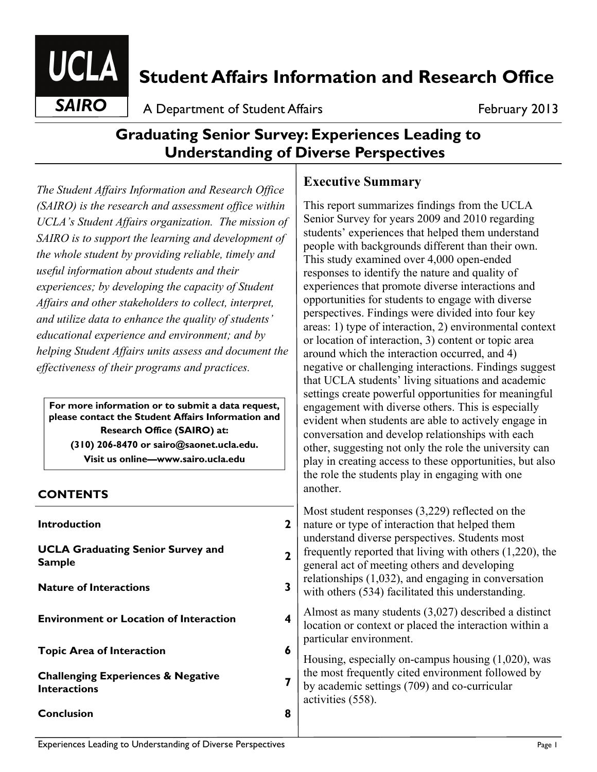# UCLA SAIRO

## Student Affairs Information and Research Office

A Department of Student Affairs — February 2013

# Graduating Senior Survey: Experiences Leading to Understanding of Diverse Perspectives

*The Student Affairs Information and Research Office (SAIRO) is the research and assessment office within UCLA's Student Affairs organization. The mission of SAIRO is to support the learning and development of the whole student by providing reliable, timely and useful information about students and their experiences; by developing the capacity of Student Affairs and other stakeholders to collect, interpret, and utilize data to enhance the quality of students' educational experience and environment; and by helping Student Affairs units assess and document the effectiveness of their programs and practices.*

**For more information or to submit a data request, please contact the Student Affairs Information and Research Office (SAIRO) at:**
**(310) 206-8470 or sairo@saonet.ucla.edu.**
**Visit us online—www.sairo.ucla.edu**

### CONTENTS

| Section | Page |
|---|---|
| **Introduction** | **2** |
| **UCLA Graduating Senior Survey and Sample** | **2** |
| **Nature of Interactions** | **3** |
| **Environment or Location of Interaction** | **4** |
| **Topic Area of Interaction** | **6** |
| **Challenging Experiences & Negative Interactions** | **7** |
| **Conclusion** | **8** |

## Executive Summary

This report summarizes findings from the UCLA Senior Survey for years 2009 and 2010 regarding students' experiences that helped them understand people with backgrounds different than their own. This study examined over 4,000 open-ended responses to identify the nature and quality of experiences that promote diverse interactions and opportunities for students to engage with diverse perspectives. Findings were divided into four key areas: 1) type of interaction, 2) environmental context or location of interaction, 3) content or topic area around which the interaction occurred, and 4) negative or challenging interactions. Findings suggest that UCLA students' living situations and academic settings create powerful opportunities for meaningful engagement with diverse others. This is especially evident when students are able to actively engage in conversation and develop relationships with each other, suggesting not only the role the university can play in creating access to these opportunities, but also the role the students play in engaging with one another.

Most student responses (3,229) reflected on the nature or type of interaction that helped them understand diverse perspectives. Students most frequently reported that living with others (1,220), the general act of meeting others and developing relationships (1,032), and engaging in conversation with others (534) facilitated this understanding.

Almost as many students (3,027) described a distinct location or context or placed the interaction within a particular environment.

Housing, especially on-campus housing (1,020), was the most frequently cited environment followed by by academic settings (709) and co-curricular activities (558).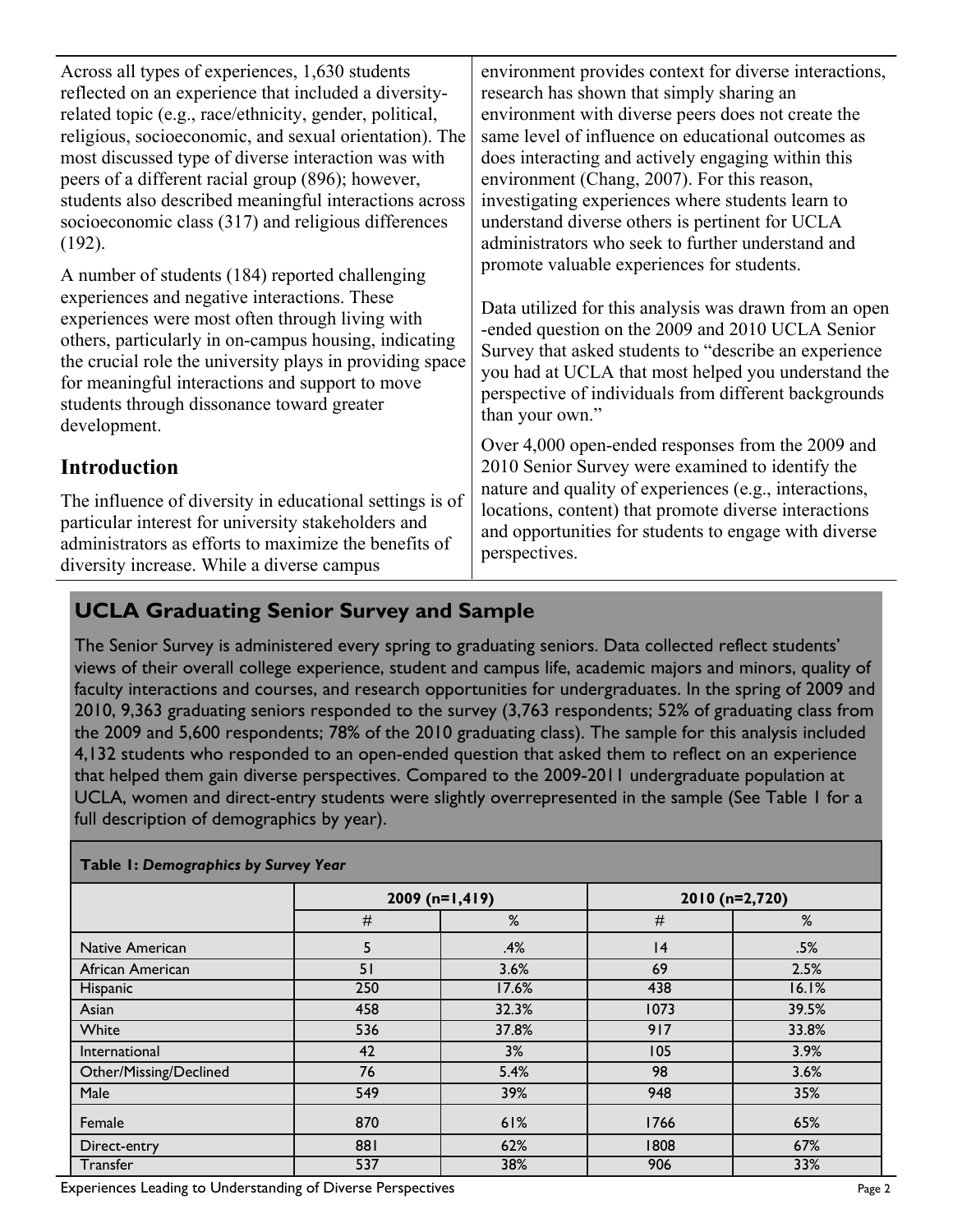Across all types of experiences, 1,630 students reflected on an experience that included a diversity-related topic (e.g., race/ethnicity, gender, political, religious, socioeconomic, and sexual orientation). The most discussed type of diverse interaction was with peers of a different racial group (896); however, students also described meaningful interactions across socioeconomic class (317) and religious differences (192).

A number of students (184) reported challenging experiences and negative interactions. These experiences were most often through living with others, particularly in on-campus housing, indicating the crucial role the university plays in providing space for meaningful interactions and support to move students through dissonance toward greater development.

## Introduction

The influence of diversity in educational settings is of particular interest for university stakeholders and administrators as efforts to maximize the benefits of diversity increase. While a diverse campus environment provides context for diverse interactions, research has shown that simply sharing an environment with diverse peers does not create the same level of influence on educational outcomes as does interacting and actively engaging within this environment (Chang, 2007). For this reason, investigating experiences where students learn to understand diverse others is pertinent for UCLA administrators who seek to further understand and promote valuable experiences for students.

Data utilized for this analysis was drawn from an open-ended question on the 2009 and 2010 UCLA Senior Survey that asked students to "describe an experience you had at UCLA that most helped you understand the perspective of individuals from different backgrounds than your own."

Over 4,000 open-ended responses from the 2009 and 2010 Senior Survey were examined to identify the nature and quality of experiences (e.g., interactions, locations, content) that promote diverse interactions and opportunities for students to engage with diverse perspectives.

## UCLA Graduating Senior Survey and Sample

The Senior Survey is administered every spring to graduating seniors. Data collected reflect students' views of their overall college experience, student and campus life, academic majors and minors, quality of faculty interactions and courses, and research opportunities for undergraduates. In the spring of 2009 and 2010, 9,363 graduating seniors responded to the survey (3,763 respondents; 52% of graduating class from the 2009 and 5,600 respondents; 78% of the 2010 graduating class). The sample for this analysis included 4,132 students who responded to an open-ended question that asked them to reflect on an experience that helped them gain diverse perspectives. Compared to the 2009-2011 undergraduate population at UCLA, women and direct-entry students were slightly overrepresented in the sample (See Table 1 for a full description of demographics by year).

**Table 1:** ***Demographics by Survey Year***

| | 2009 (n=1,419) | | 2010 (n=2,720) | |
|---|---|---|---|---|
| | # | % | # | % |
| Native American | 5 | .4% | 14 | .5% |
| African American | 51 | 3.6% | 69 | 2.5% |
| Hispanic | 250 | 17.6% | 438 | 16.1% |
| Asian | 458 | 32.3% | 1073 | 39.5% |
| White | 536 | 37.8% | 917 | 33.8% |
| International | 42 | 3% | 105 | 3.9% |
| Other/Missing/Declined | 76 | 5.4% | 98 | 3.6% |
| Male | 549 | 39% | 948 | 35% |
| Female | 870 | 61% | 1766 | 65% |
| Direct-entry | 881 | 62% | 1808 | 67% |
| Transfer | 537 | 38% | 906 | 33% |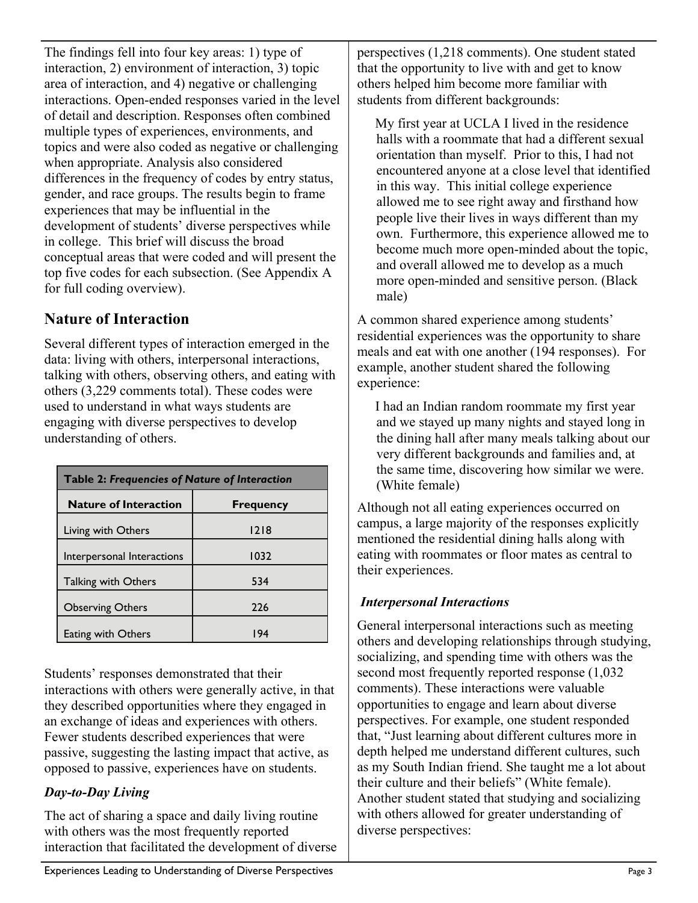The findings fell into four key areas: 1) type of interaction, 2) environment of interaction, 3) topic area of interaction, and 4) negative or challenging interactions. Open-ended responses varied in the level of detail and description. Responses often combined multiple types of experiences, environments, and topics and were also coded as negative or challenging when appropriate. Analysis also considered differences in the frequency of codes by entry status, gender, and race groups. The results begin to frame experiences that may be influential in the development of students' diverse perspectives while in college. This brief will discuss the broad conceptual areas that were coded and will present the top five codes for each subsection. (See Appendix A for full coding overview).

## Nature of Interaction

Several different types of interaction emerged in the data: living with others, interpersonal interactions, talking with others, observing others, and eating with others (3,229 comments total). These codes were used to understand in what ways students are engaging with diverse perspectives to develop understanding of others.

**Table 2:** ***Frequencies of Nature of Interaction***

| Nature of Interaction | Frequency |
|---|---|
| Living with Others | 1218 |
| Interpersonal Interactions | 1032 |
| Talking with Others | 534 |
| Observing Others | 226 |
| Eating with Others | 194 |

Students' responses demonstrated that their interactions with others were generally active, in that they described opportunities where they engaged in an exchange of ideas and experiences with others. Fewer students described experiences that were passive, suggesting the lasting impact that active, as opposed to passive, experiences have on students.

### *Day-to-Day Living*

The act of sharing a space and daily living routine with others was the most frequently reported interaction that facilitated the development of diverse perspectives (1,218 comments). One student stated that the opportunity to live with and get to know others helped him become more familiar with students from different backgrounds:

> My first year at UCLA I lived in the residence halls with a roommate that had a different sexual orientation than myself. Prior to this, I had not encountered anyone at a close level that identified in this way. This initial college experience allowed me to see right away and firsthand how people live their lives in ways different than my own. Furthermore, this experience allowed me to become much more open-minded about the topic, and overall allowed me to develop as a much more open-minded and sensitive person. (Black male)

A common shared experience among students' residential experiences was the opportunity to share meals and eat with one another (194 responses). For example, another student shared the following experience:

> I had an Indian random roommate my first year and we stayed up many nights and stayed long in the dining hall after many meals talking about our very different backgrounds and families and, at the same time, discovering how similar we were. (White female)

Although not all eating experiences occurred on campus, a large majority of the responses explicitly mentioned the residential dining halls along with eating with roommates or floor mates as central to their experiences.

### *Interpersonal Interactions*

General interpersonal interactions such as meeting others and developing relationships through studying, socializing, and spending time with others was the second most frequently reported response (1,032 comments). These interactions were valuable opportunities to engage and learn about diverse perspectives. For example, one student responded that, "Just learning about different cultures more in depth helped me understand different cultures, such as my South Indian friend. She taught me a lot about their culture and their beliefs" (White female). Another student stated that studying and socializing with others allowed for greater understanding of diverse perspectives: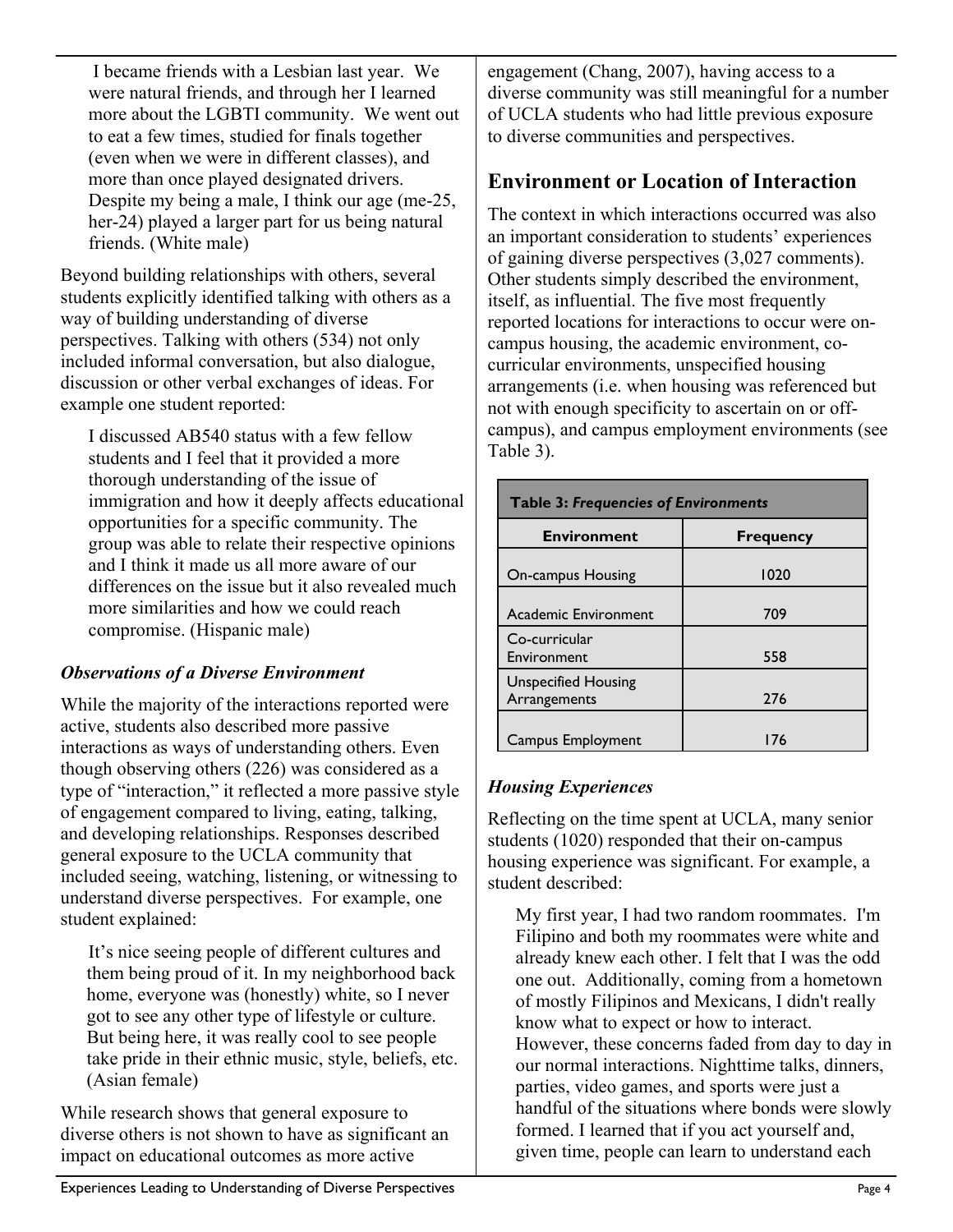I became friends with a Lesbian last year. We were natural friends, and through her I learned more about the LGBTI community. We went out to eat a few times, studied for finals together (even when we were in different classes), and more than once played designated drivers. Despite my being a male, I think our age (me-25, her-24) played a larger part for us being natural friends. (White male)

Beyond building relationships with others, several students explicitly identified talking with others as a way of building understanding of diverse perspectives. Talking with others (534) not only included informal conversation, but also dialogue, discussion or other verbal exchanges of ideas. For example one student reported:

> I discussed AB540 status with a few fellow students and I feel that it provided a more thorough understanding of the issue of immigration and how it deeply affects educational opportunities for a specific community. The group was able to relate their respective opinions and I think it made us all more aware of our differences on the issue but it also revealed much more similarities and how we could reach compromise. (Hispanic male)

### *Observations of a Diverse Environment*

While the majority of the interactions reported were active, students also described more passive interactions as ways of understanding others. Even though observing others (226) was considered as a type of "interaction," it reflected a more passive style of engagement compared to living, eating, talking, and developing relationships. Responses described general exposure to the UCLA community that included seeing, watching, listening, or witnessing to understand diverse perspectives. For example, one student explained:

> It's nice seeing people of different cultures and them being proud of it. In my neighborhood back home, everyone was (honestly) white, so I never got to see any other type of lifestyle or culture. But being here, it was really cool to see people take pride in their ethnic music, style, beliefs, etc. (Asian female)

While research shows that general exposure to diverse others is not shown to have as significant an impact on educational outcomes as more active engagement (Chang, 2007), having access to a diverse community was still meaningful for a number of UCLA students who had little previous exposure to diverse communities and perspectives.

## Environment or Location of Interaction

The context in which interactions occurred was also an important consideration to students' experiences of gaining diverse perspectives (3,027 comments). Other students simply described the environment, itself, as influential. The five most frequently reported locations for interactions to occur were on-campus housing, the academic environment, co-curricular environments, unspecified housing arrangements (i.e. when housing was referenced but not with enough specificity to ascertain on or off-campus), and campus employment environments (see Table 3).

**Table 3:** ***Frequencies of Environments***

| Environment | Frequency |
|---|---|
| On-campus Housing | 1020 |
| Academic Environment | 709 |
| Co-curricular Environment | 558 |
| Unspecified Housing Arrangements | 276 |
| Campus Employment | 176 |

### *Housing Experiences*

Reflecting on the time spent at UCLA, many senior students (1020) responded that their on-campus housing experience was significant. For example, a student described:

> My first year, I had two random roommates. I'm Filipino and both my roommates were white and already knew each other. I felt that I was the odd one out. Additionally, coming from a hometown of mostly Filipinos and Mexicans, I didn't really know what to expect or how to interact. However, these concerns faded from day to day in our normal interactions. Nighttime talks, dinners, parties, video games, and sports were just a handful of the situations where bonds were slowly formed. I learned that if you act yourself and, given time, people can learn to understand each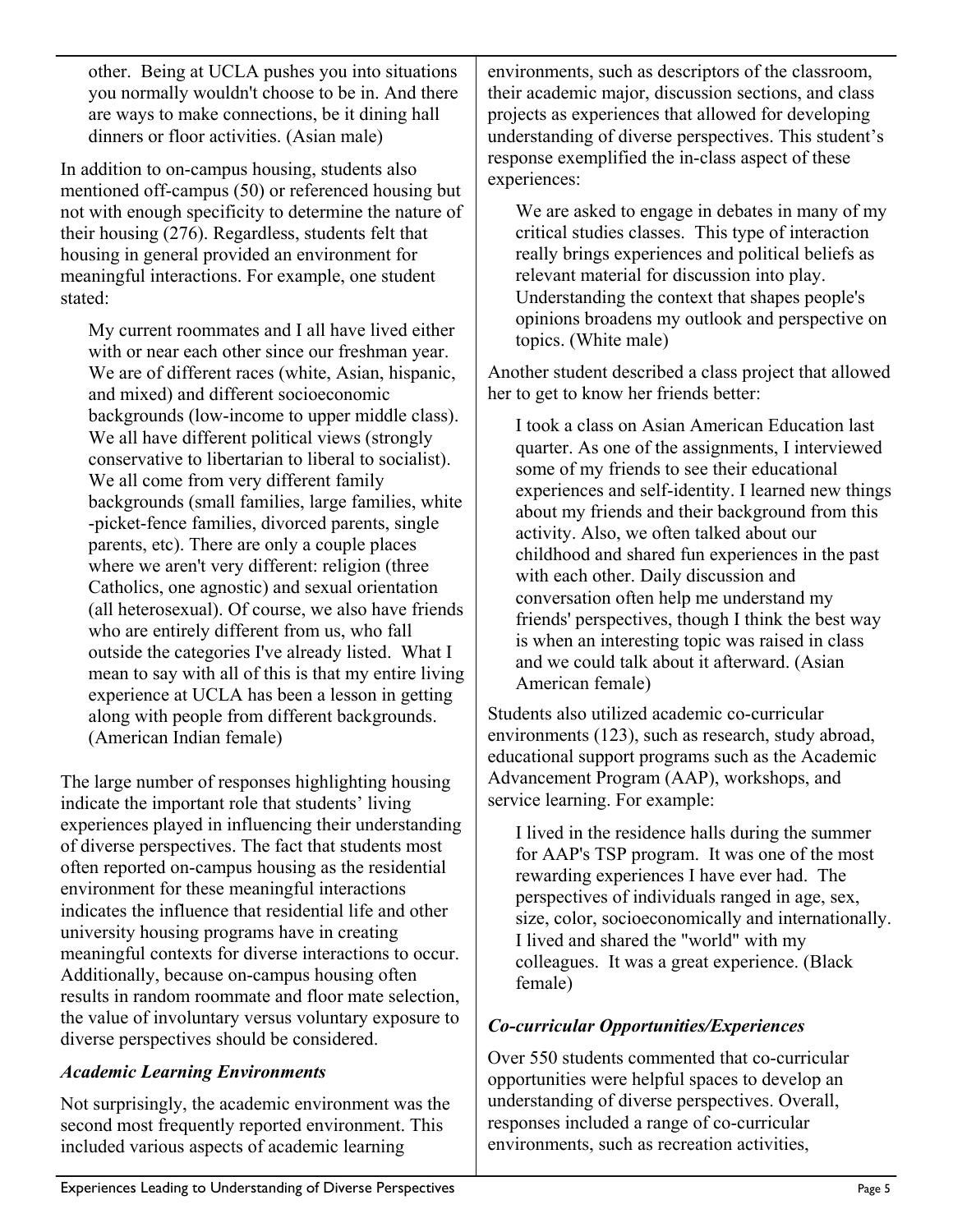other. Being at UCLA pushes you into situations you normally wouldn't choose to be in. And there are ways to make connections, be it dining hall dinners or floor activities. (Asian male)

In addition to on-campus housing, students also mentioned off-campus (50) or referenced housing but not with enough specificity to determine the nature of their housing (276). Regardless, students felt that housing in general provided an environment for meaningful interactions. For example, one student stated:

> My current roommates and I all have lived either with or near each other since our freshman year. We are of different races (white, Asian, hispanic, and mixed) and different socioeconomic backgrounds (low-income to upper middle class). We all have different political views (strongly conservative to libertarian to liberal to socialist). We all come from very different family backgrounds (small families, large families, white-picket-fence families, divorced parents, single parents, etc). There are only a couple places where we aren't very different: religion (three Catholics, one agnostic) and sexual orientation (all heterosexual). Of course, we also have friends who are entirely different from us, who fall outside the categories I've already listed. What I mean to say with all of this is that my entire living experience at UCLA has been a lesson in getting along with people from different backgrounds. (American Indian female)

The large number of responses highlighting housing indicate the important role that students' living experiences played in influencing their understanding of diverse perspectives. The fact that students most often reported on-campus housing as the residential environment for these meaningful interactions indicates the influence that residential life and other university housing programs have in creating meaningful contexts for diverse interactions to occur. Additionally, because on-campus housing often results in random roommate and floor mate selection, the value of involuntary versus voluntary exposure to diverse perspectives should be considered.

### *Academic Learning Environments*

Not surprisingly, the academic environment was the second most frequently reported environment. This included various aspects of academic learning environments, such as descriptors of the classroom, their academic major, discussion sections, and class projects as experiences that allowed for developing understanding of diverse perspectives. This student's response exemplified the in-class aspect of these experiences:

> We are asked to engage in debates in many of my critical studies classes. This type of interaction really brings experiences and political beliefs as relevant material for discussion into play. Understanding the context that shapes people's opinions broadens my outlook and perspective on topics. (White male)

Another student described a class project that allowed her to get to know her friends better:

> I took a class on Asian American Education last quarter. As one of the assignments, I interviewed some of my friends to see their educational experiences and self-identity. I learned new things about my friends and their background from this activity. Also, we often talked about our childhood and shared fun experiences in the past with each other. Daily discussion and conversation often help me understand my friends' perspectives, though I think the best way is when an interesting topic was raised in class and we could talk about it afterward. (Asian American female)

Students also utilized academic co-curricular environments (123), such as research, study abroad, educational support programs such as the Academic Advancement Program (AAP), workshops, and service learning. For example:

> I lived in the residence halls during the summer for AAP's TSP program. It was one of the most rewarding experiences I have ever had. The perspectives of individuals ranged in age, sex, size, color, socioeconomically and internationally. I lived and shared the "world" with my colleagues. It was a great experience. (Black female)

### *Co-curricular Opportunities/Experiences*

Over 550 students commented that co-curricular opportunities were helpful spaces to develop an understanding of diverse perspectives. Overall, responses included a range of co-curricular environments, such as recreation activities,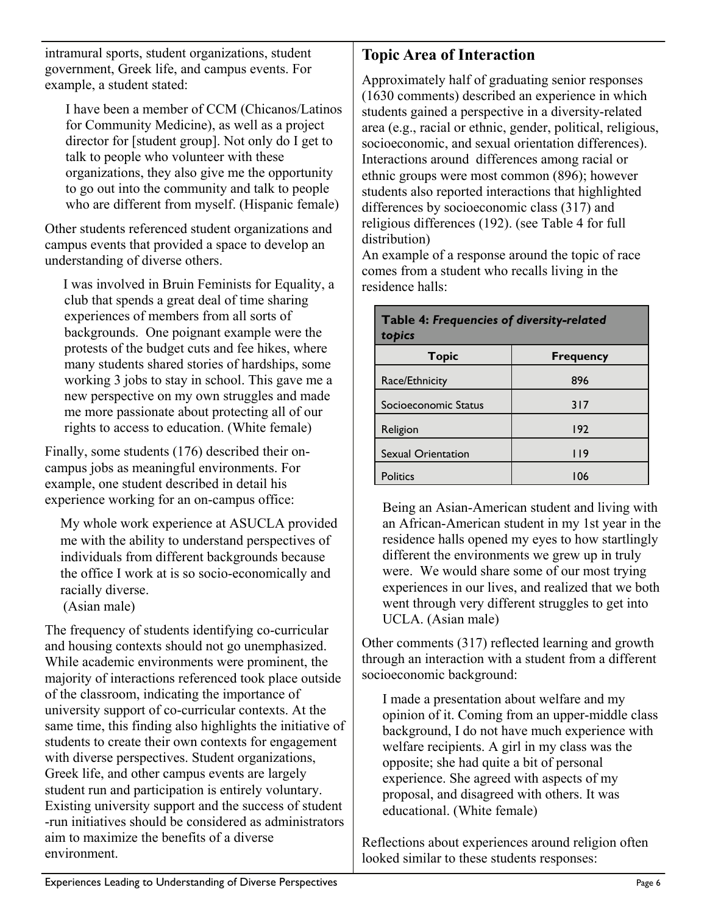intramural sports, student organizations, student government, Greek life, and campus events. For example, a student stated:

> I have been a member of CCM (Chicanos/Latinos for Community Medicine), as well as a project director for [student group]. Not only do I get to talk to people who volunteer with these organizations, they also give me the opportunity to go out into the community and talk to people who are different from myself. (Hispanic female)

Other students referenced student organizations and campus events that provided a space to develop an understanding of diverse others.

> I was involved in Bruin Feminists for Equality, a club that spends a great deal of time sharing experiences of members from all sorts of backgrounds. One poignant example were the protests of the budget cuts and fee hikes, where many students shared stories of hardships, some working 3 jobs to stay in school. This gave me a new perspective on my own struggles and made me more passionate about protecting all of our rights to access to education. (White female)

Finally, some students (176) described their on-campus jobs as meaningful environments. For example, one student described in detail his experience working for an on-campus office:

> My whole work experience at ASUCLA provided me with the ability to understand perspectives of individuals from different backgrounds because the office I work at is so socio-economically and racially diverse.
> (Asian male)

The frequency of students identifying co-curricular and housing contexts should not go unemphasized. While academic environments were prominent, the majority of interactions referenced took place outside of the classroom, indicating the importance of university support of co-curricular contexts. At the same time, this finding also highlights the initiative of students to create their own contexts for engagement with diverse perspectives. Student organizations, Greek life, and other campus events are largely student run and participation is entirely voluntary. Existing university support and the success of student -run initiatives should be considered as administrators aim to maximize the benefits of a diverse environment.

## Topic Area of Interaction

Approximately half of graduating senior responses (1630 comments) described an experience in which students gained a perspective in a diversity-related area (e.g., racial or ethnic, gender, political, religious, socioeconomic, and sexual orientation differences). Interactions around differences among racial or ethnic groups were most common (896); however students also reported interactions that highlighted differences by socioeconomic class (317) and religious differences (192). (see Table 4 for full distribution)

An example of a response around the topic of race comes from a student who recalls living in the residence halls:

**Table 4:** ***Frequencies of diversity-related topics***

| Topic | Frequency |
|---|---|
| Race/Ethnicity | 896 |
| Socioeconomic Status | 317 |
| Religion | 192 |
| Sexual Orientation | 119 |
| Politics | 106 |

> Being an Asian-American student and living with an African-American student in my 1st year in the residence halls opened my eyes to how startlingly different the environments we grew up in truly were. We would share some of our most trying experiences in our lives, and realized that we both went through very different struggles to get into UCLA. (Asian male)

Other comments (317) reflected learning and growth through an interaction with a student from a different socioeconomic background:

> I made a presentation about welfare and my opinion of it. Coming from an upper-middle class background, I do not have much experience with welfare recipients. A girl in my class was the opposite; she had quite a bit of personal experience. She agreed with aspects of my proposal, and disagreed with others. It was educational. (White female)

Reflections about experiences around religion often looked similar to these students responses: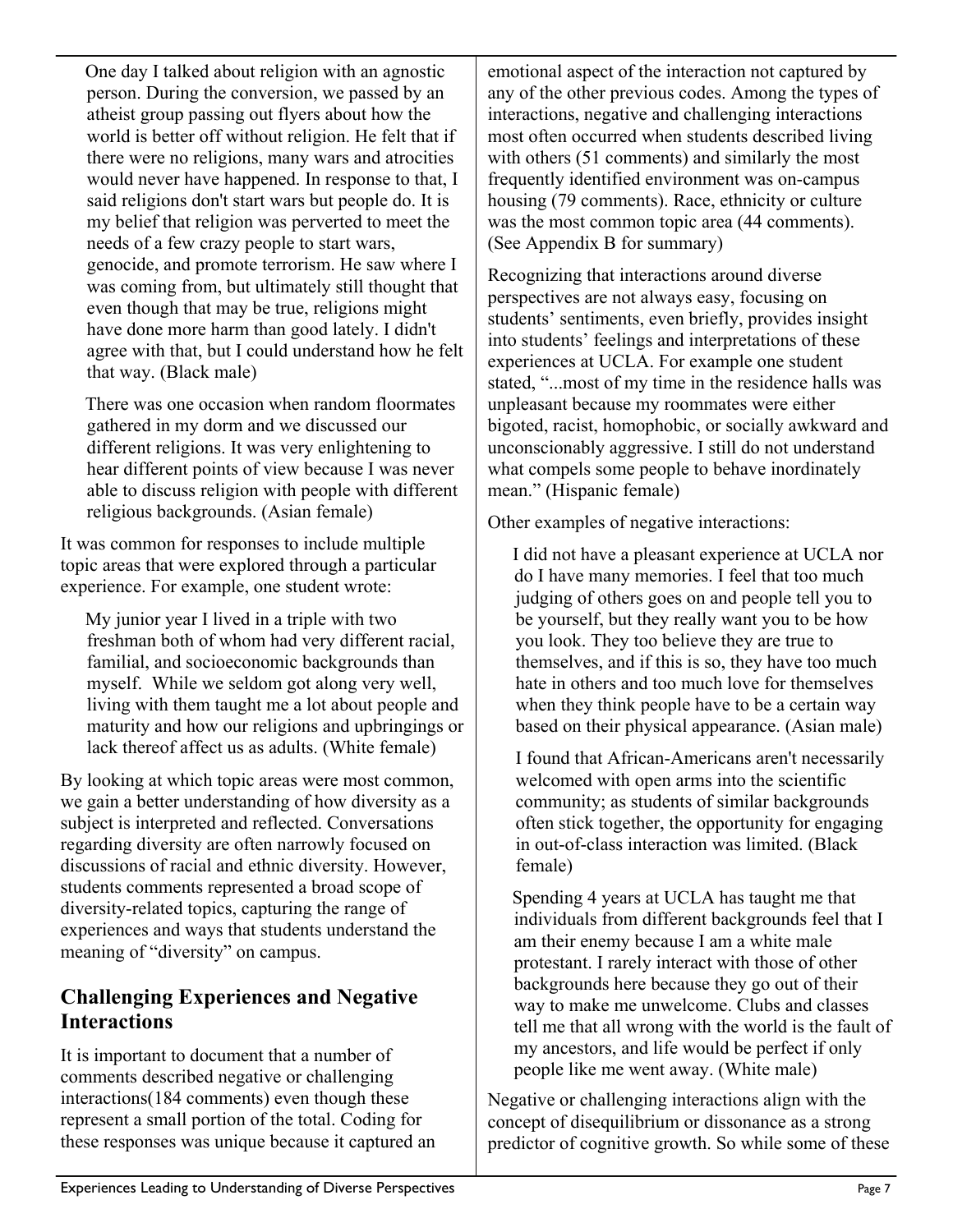One day I talked about religion with an agnostic person. During the conversion, we passed by an atheist group passing out flyers about how the world is better off without religion. He felt that if there were no religions, many wars and atrocities would never have happened. In response to that, I said religions don't start wars but people do. It is my belief that religion was perverted to meet the needs of a few crazy people to start wars, genocide, and promote terrorism. He saw where I was coming from, but ultimately still thought that even though that may be true, religions might have done more harm than good lately. I didn't agree with that, but I could understand how he felt that way. (Black male)

> There was one occasion when random floormates gathered in my dorm and we discussed our different religions. It was very enlightening to hear different points of view because I was never able to discuss religion with people with different religious backgrounds. (Asian female)

It was common for responses to include multiple topic areas that were explored through a particular experience. For example, one student wrote:

> My junior year I lived in a triple with two freshman both of whom had very different racial, familial, and socioeconomic backgrounds than myself. While we seldom got along very well, living with them taught me a lot about people and maturity and how our religions and upbringings or lack thereof affect us as adults. (White female)

By looking at which topic areas were most common, we gain a better understanding of how diversity as a subject is interpreted and reflected. Conversations regarding diversity are often narrowly focused on discussions of racial and ethnic diversity. However, students comments represented a broad scope of diversity-related topics, capturing the range of experiences and ways that students understand the meaning of "diversity" on campus.

## Challenging Experiences and Negative Interactions

It is important to document that a number of comments described negative or challenging interactions(184 comments) even though these represent a small portion of the total. Coding for these responses was unique because it captured an emotional aspect of the interaction not captured by any of the other previous codes. Among the types of interactions, negative and challenging interactions most often occurred when students described living with others (51 comments) and similarly the most frequently identified environment was on-campus housing (79 comments). Race, ethnicity or culture was the most common topic area (44 comments). (See Appendix B for summary)

Recognizing that interactions around diverse perspectives are not always easy, focusing on students' sentiments, even briefly, provides insight into students' feelings and interpretations of these experiences at UCLA. For example one student stated, "...most of my time in the residence halls was unpleasant because my roommates were either bigoted, racist, homophobic, or socially awkward and unconscionably aggressive. I still do not understand what compels some people to behave inordinately mean." (Hispanic female)

Other examples of negative interactions:

> I did not have a pleasant experience at UCLA nor do I have many memories. I feel that too much judging of others goes on and people tell you to be yourself, but they really want you to be how you look. They too believe they are true to themselves, and if this is so, they have too much hate in others and too much love for themselves when they think people have to be a certain way based on their physical appearance. (Asian male)

> I found that African-Americans aren't necessarily welcomed with open arms into the scientific community; as students of similar backgrounds often stick together, the opportunity for engaging in out-of-class interaction was limited. (Black female)

> Spending 4 years at UCLA has taught me that individuals from different backgrounds feel that I am their enemy because I am a white male protestant. I rarely interact with those of other backgrounds here because they go out of their way to make me unwelcome. Clubs and classes tell me that all wrong with the world is the fault of my ancestors, and life would be perfect if only people like me went away. (White male)

Negative or challenging interactions align with the concept of disequilibrium or dissonance as a strong predictor of cognitive growth. So while some of these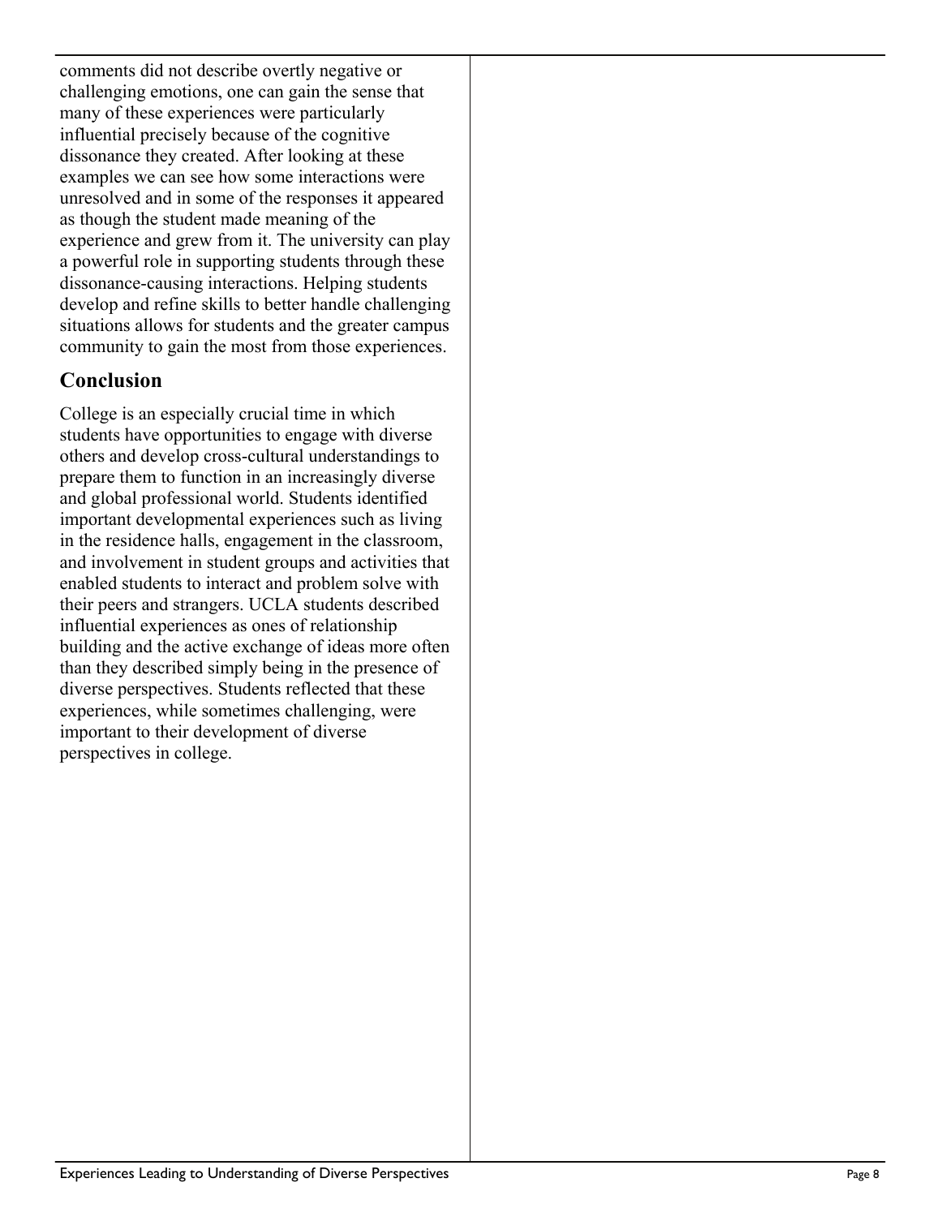comments did not describe overtly negative or challenging emotions, one can gain the sense that many of these experiences were particularly influential precisely because of the cognitive dissonance they created. After looking at these examples we can see how some interactions were unresolved and in some of the responses it appeared as though the student made meaning of the experience and grew from it. The university can play a powerful role in supporting students through these dissonance-causing interactions. Helping students develop and refine skills to better handle challenging situations allows for students and the greater campus community to gain the most from those experiences.

## Conclusion

College is an especially crucial time in which students have opportunities to engage with diverse others and develop cross-cultural understandings to prepare them to function in an increasingly diverse and global professional world. Students identified important developmental experiences such as living in the residence halls, engagement in the classroom, and involvement in student groups and activities that enabled students to interact and problem solve with their peers and strangers. UCLA students described influential experiences as ones of relationship building and the active exchange of ideas more often than they described simply being in the presence of diverse perspectives. Students reflected that these experiences, while sometimes challenging, were important to their development of diverse perspectives in college.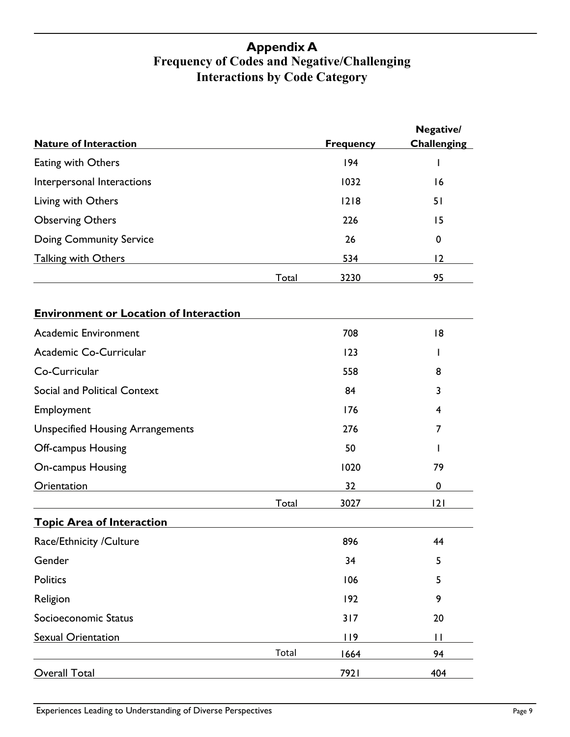# Appendix A

## Frequency of Codes and Negative/Challenging Interactions by Code Category

| Nature of Interaction | | Frequency | Negative/ Challenging |
|---|---|---|---|
| Eating with Others | | 194 | 1 |
| Interpersonal Interactions | | 1032 | 16 |
| Living with Others | | 1218 | 51 |
| Observing Others | | 226 | 15 |
| Doing Community Service | | 26 | 0 |
| Talking with Others | | 534 | 12 |
| | Total | 3230 | 95 |
| **Environment or Location of Interaction** | | | |
| Academic Environment | | 708 | 18 |
| Academic Co-Curricular | | 123 | 1 |
| Co-Curricular | | 558 | 8 |
| Social and Political Context | | 84 | 3 |
| Employment | | 176 | 4 |
| Unspecified Housing Arrangements | | 276 | 7 |
| Off-campus Housing | | 50 | 1 |
| On-campus Housing | | 1020 | 79 |
| Orientation | | 32 | 0 |
| | Total | 3027 | 121 |
| **Topic Area of Interaction** | | | |
| Race/Ethnicity /Culture | | 896 | 44 |
| Gender | | 34 | 5 |
| Politics | | 106 | 5 |
| Religion | | 192 | 9 |
| Socioeconomic Status | | 317 | 20 |
| Sexual Orientation | | 119 | 11 |
| | Total | 1664 | 94 |
| Overall Total | | 7921 | 404 |